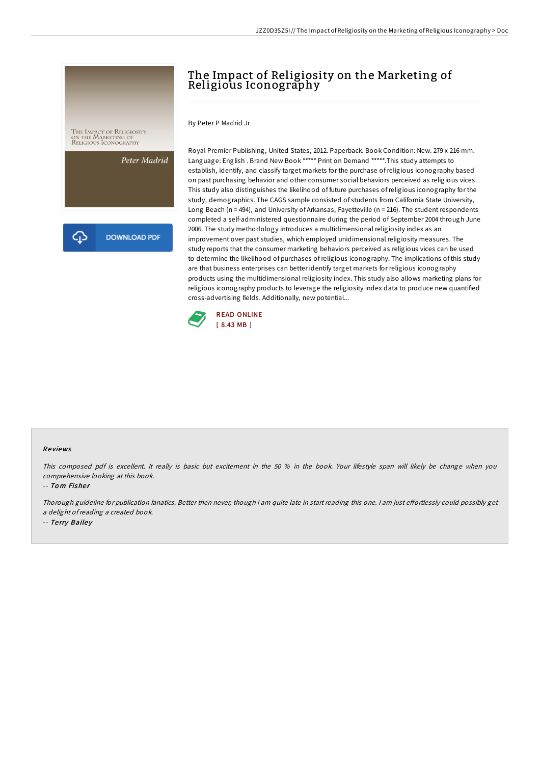# The Impact of Religiosity on the Marketing of Religious Iconography

By Peter P Madrid Jr

Royal Premier Publishing, United States, 2012. Paperback. Book Condition: New. 279 x 216 mm. Language: English . Brand New Book ***** Print on Demand *****.This study attempts to establish, identify, and classify target markets for the purchase of religious iconography based on past purchasing behavior and other consumer social behaviors perceived as religious vices. This study also distinguishes the likelihood of future purchases of religious iconography for the study, demographics. The CAGS sample consisted of students from California State University, Long Beach (n = 494), and University of Arkansas, Fayetteville (n = 216). The student respondents completed a self-administered questionnaire during the period of September 2004 through June 2006. The study methodology introduces a multidimensional religiosity index as an improvement over past studies, which employed unidimensional religiosity measures. The study reports that the consumer marketing behaviors perceived as religious vices can be used to determine the likelihood of purchases of religious iconography. The implications of this study are that business enterprises can better identify target markets for religious iconography products using the multidimensional religiosity index. This study also allows marketing plans for religious iconography products to leverage the religiosity index data to produce new quantified cross-advertising fields. Additionally, new potential...

READ ONLINE
[ 8.43 MB ]

## Reviews

*This composed pdf is excellent. It really is basic but excitement in the 50 % in the book. Your lifestyle span will likely be change when you comprehensive looking at this book.*

-- *Tom Fisher*

*Thorough guideline for publication fanatics. Better then never, though i am quite late in start reading this one. I am just effortlessly could possibly get a delight of reading a created book.*

-- *Terry Bailey*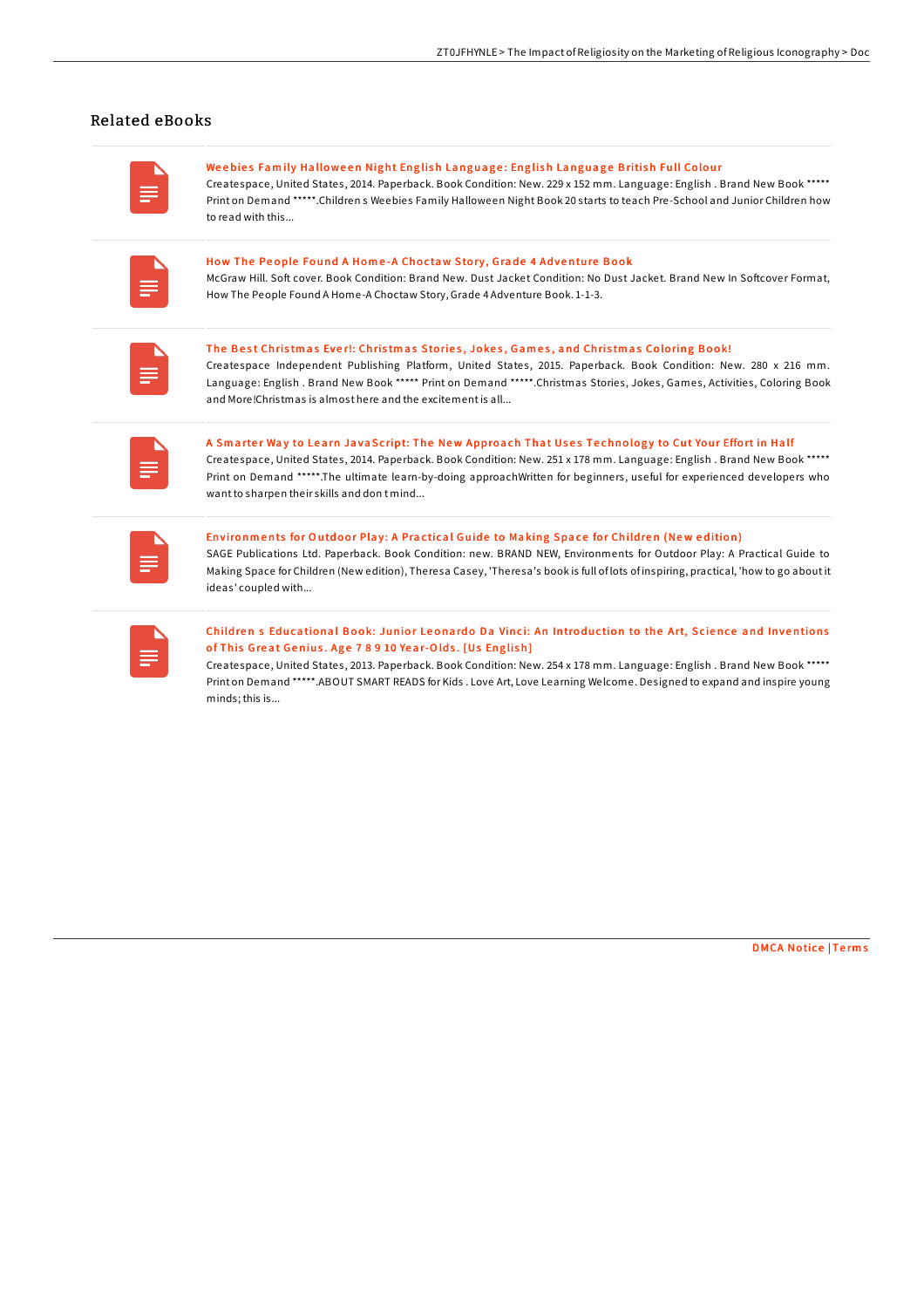## Related eBooks

**Weebies Family Halloween Night English Language: English Language British Full Colour**

Createspace, United States, 2014. Paperback. Book Condition: New. 229 x 152 mm. Language: English . Brand New Book ***** Print on Demand *****.Children s Weebies Family Halloween Night Book 20 starts to teach Pre-School and Junior Children how to read with this...

**How The People Found A Home-A Choctaw Story, Grade 4 Adventure Book**

McGraw Hill. Soft cover. Book Condition: Brand New. Dust Jacket Condition: No Dust Jacket. Brand New In Softcover Format, How The People Found A Home-A Choctaw Story, Grade 4 Adventure Book. 1-1-3.

**The Best Christmas Ever!: Christmas Stories, Jokes, Games, and Christmas Coloring Book!**

Createspace Independent Publishing Platform, United States, 2015. Paperback. Book Condition: New. 280 x 216 mm. Language: English . Brand New Book ***** Print on Demand *****.Christmas Stories, Jokes, Games, Activities, Coloring Book and More!Christmas is almost here and the excitement is all...

**A Smarter Way to Learn JavaScript: The New Approach That Uses Technology to Cut Your Effort in Half**

Createspace, United States, 2014. Paperback. Book Condition: New. 251 x 178 mm. Language: English . Brand New Book ***** Print on Demand *****.The ultimate learn-by-doing approachWritten for beginners, useful for experienced developers who want to sharpen their skills and don t mind...

**Environments for Outdoor Play: A Practical Guide to Making Space for Children (New edition)**

SAGE Publications Ltd. Paperback. Book Condition: new. BRAND NEW, Environments for Outdoor Play: A Practical Guide to Making Space for Children (New edition), Theresa Casey, 'Theresa's book is full of lots of inspiring, practical, 'how to go about it ideas' coupled with...

**Children s Educational Book: Junior Leonardo Da Vinci: An Introduction to the Art, Science and Inventions of This Great Genius. Age 7 8 9 10 Year-Olds. [Us English]**

Createspace, United States, 2013. Paperback. Book Condition: New. 254 x 178 mm. Language: English . Brand New Book ***** Print on Demand *****.ABOUT SMART READS for Kids . Love Art, Love Learning Welcome. Designed to expand and inspire young minds; this is...